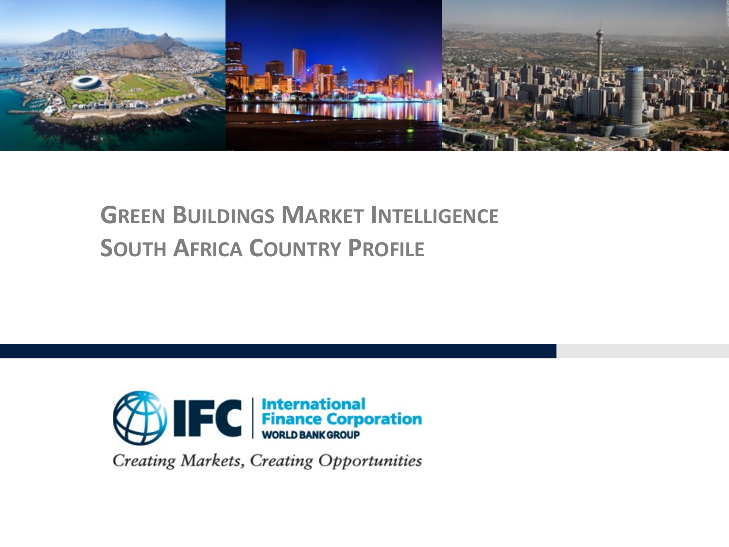# GREEN BUILDINGS MARKET INTELLIGENCE
# SOUTH AFRICA COUNTRY PROFILE

IFC International Finance Corporation
WORLD BANK GROUP

*Creating Markets, Creating Opportunities*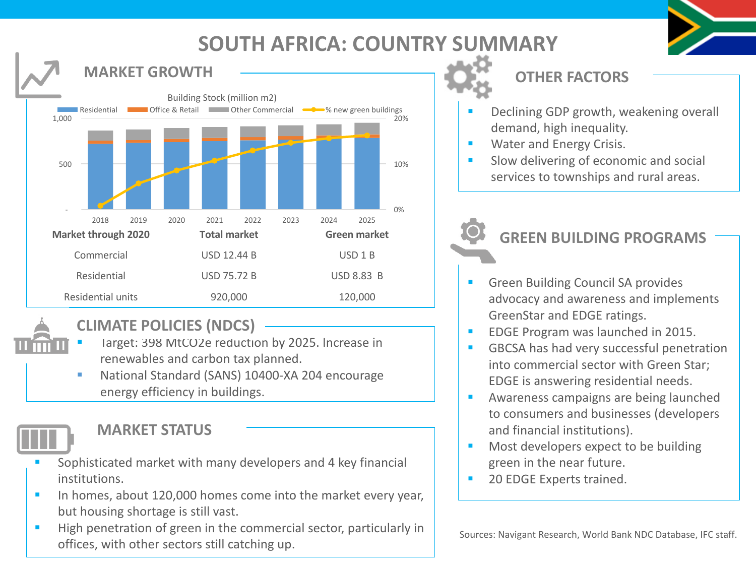# SOUTH AFRICA: COUNTRY SUMMARY

## MARKET GROWTH

Building Stock (million m2)

Residential | Office & Retail | Other Commercial | % new green buildings

| Market through 2020 | Total market | Green market |
|---|---|---|
| Commercial | USD 12.44 B | USD 1 B |
| Residential | USD 75.72 B | USD 8.83 B |
| Residential units | 920,000 | 120,000 |

## CLIMATE POLICIES (NDCS)

- Target: 398 $MtCO_2e$ reduction by 2025. Increase in renewables and carbon tax planned.
- National Standard (SANS) 10400-XA 204 encourage energy efficiency in buildings.

## MARKET STATUS

- Sophisticated market with many developers and 4 key financial institutions.
- In homes, about 120,000 homes come into the market every year, but housing shortage is still vast.
- High penetration of green in the commercial sector, particularly in offices, with other sectors still catching up.

## OTHER FACTORS

- Declining GDP growth, weakening overall demand, high inequality.
- Water and Energy Crisis.
- Slow delivering of economic and social services to townships and rural areas.

## GREEN BUILDING PROGRAMS

- Green Building Council SA provides advocacy and awareness and implements GreenStar and EDGE ratings.
- EDGE Program was launched in 2015.
- GBCSA has had very successful penetration into commercial sector with Green Star; EDGE is answering residential needs.
- Awareness campaigns are being launched to consumers and businesses (developers and financial institutions).
- Most developers expect to be building green in the near future.
- 20 EDGE Experts trained.

Sources: Navigant Research, World Bank NDC Database, IFC staff.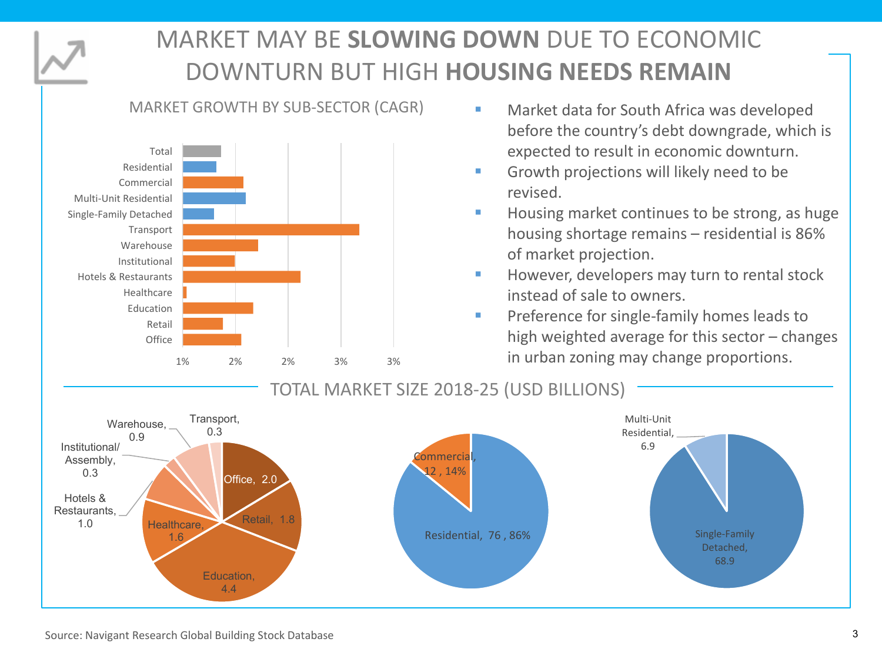# MARKET MAY BE **SLOWING DOWN** DUE TO ECONOMIC DOWNTURN BUT HIGH **HOUSING NEEDS REMAIN**

## MARKET GROWTH BY SUB-SECTOR (CAGR)

| Sub-sector |
|---|
| Total |
| Residential |
| Commercial |
| Multi-Unit Residential |
| Single-Family Detached |
| Transport |
| Warehouse |
| Institutional |
| Hotels & Restaurants |
| Healthcare |
| Education |
| Retail |
| Office |

Axis: 1% 2% 2% 3% 3%

- Market data for South Africa was developed before the country's debt downgrade, which is expected to result in economic downturn.
- Growth projections will likely need to be revised.
- Housing market continues to be strong, as huge housing shortage remains – residential is 86% of market projection.
- However, developers may turn to rental stock instead of sale to owners.
- Preference for single-family homes leads to high weighted average for this sector – changes in urban zoning may change proportions.

## TOTAL MARKET SIZE 2018-25 (USD BILLIONS)

| Commercial sub-sector | USD billions |
|---|---|
| Office | 2.0 |
| Retail | 1.8 |
| Education | 4.4 |
| Healthcare | 1.6 |
| Hotels & Restaurants | 1.0 |
| Institutional/ Assembly | 0.3 |
| Warehouse | 0.9 |
| Transport | 0.3 |

| Sector | USD billions | Share |
|---|---|---|
| Commercial | 12 | 14% |
| Residential | 76 | 86% |

| Residential sub-sector | USD billions |
|---|---|
| Multi-Unit Residential | 6.9 |
| Single-Family Detached | 68.9 |

Source: Navigant Research Global Building Stock Database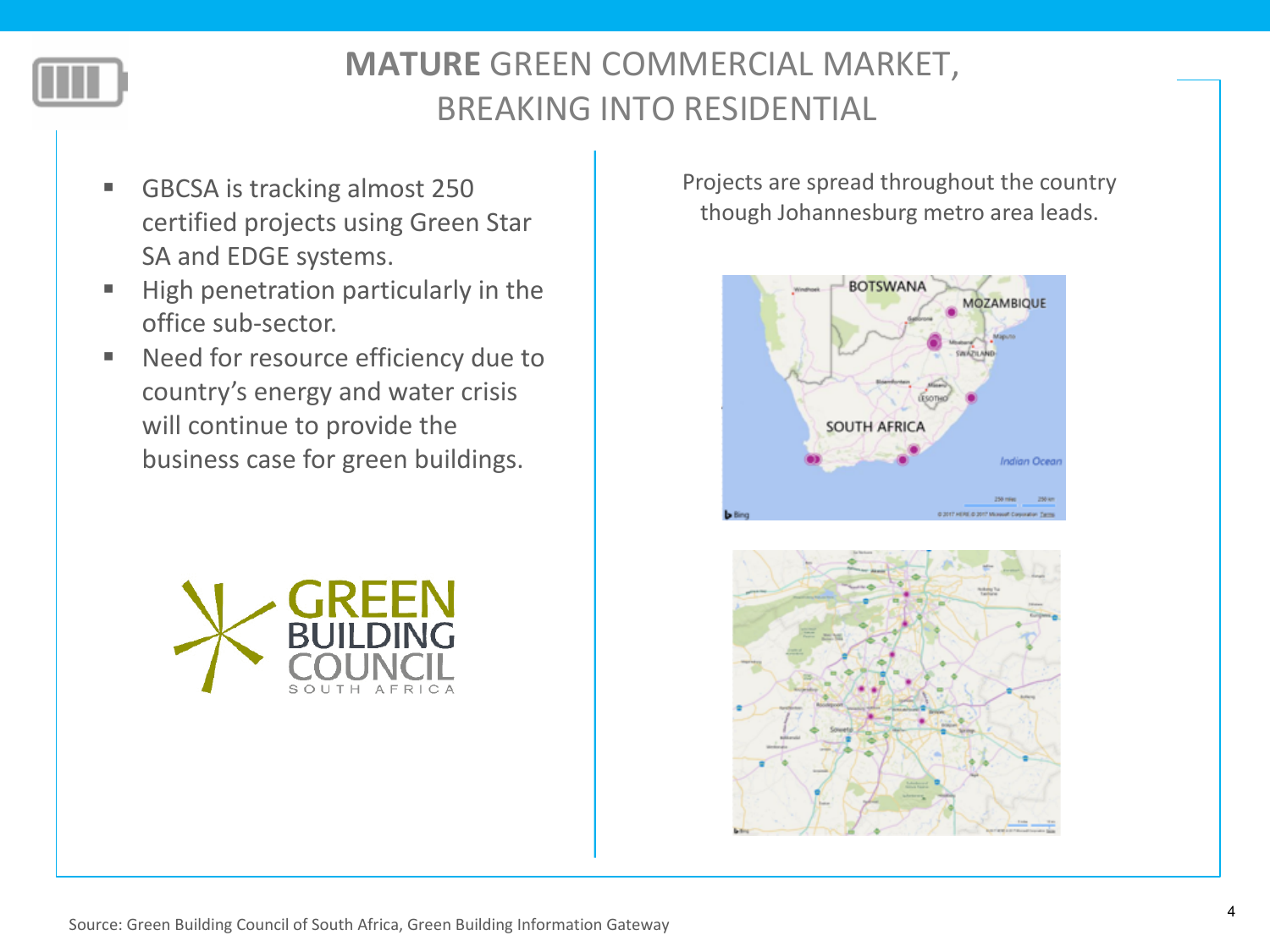# **MATURE** GREEN COMMERCIAL MARKET, BREAKING INTO RESIDENTIAL

- GBCSA is tracking almost 250 certified projects using Green Star SA and EDGE systems.
- High penetration particularly in the office sub-sector.
- Need for resource efficiency due to country's energy and water crisis will continue to provide the business case for green buildings.

Projects are spread throughout the country though Johannesburg metro area leads.

Source: Green Building Council of South Africa, Green Building Information Gateway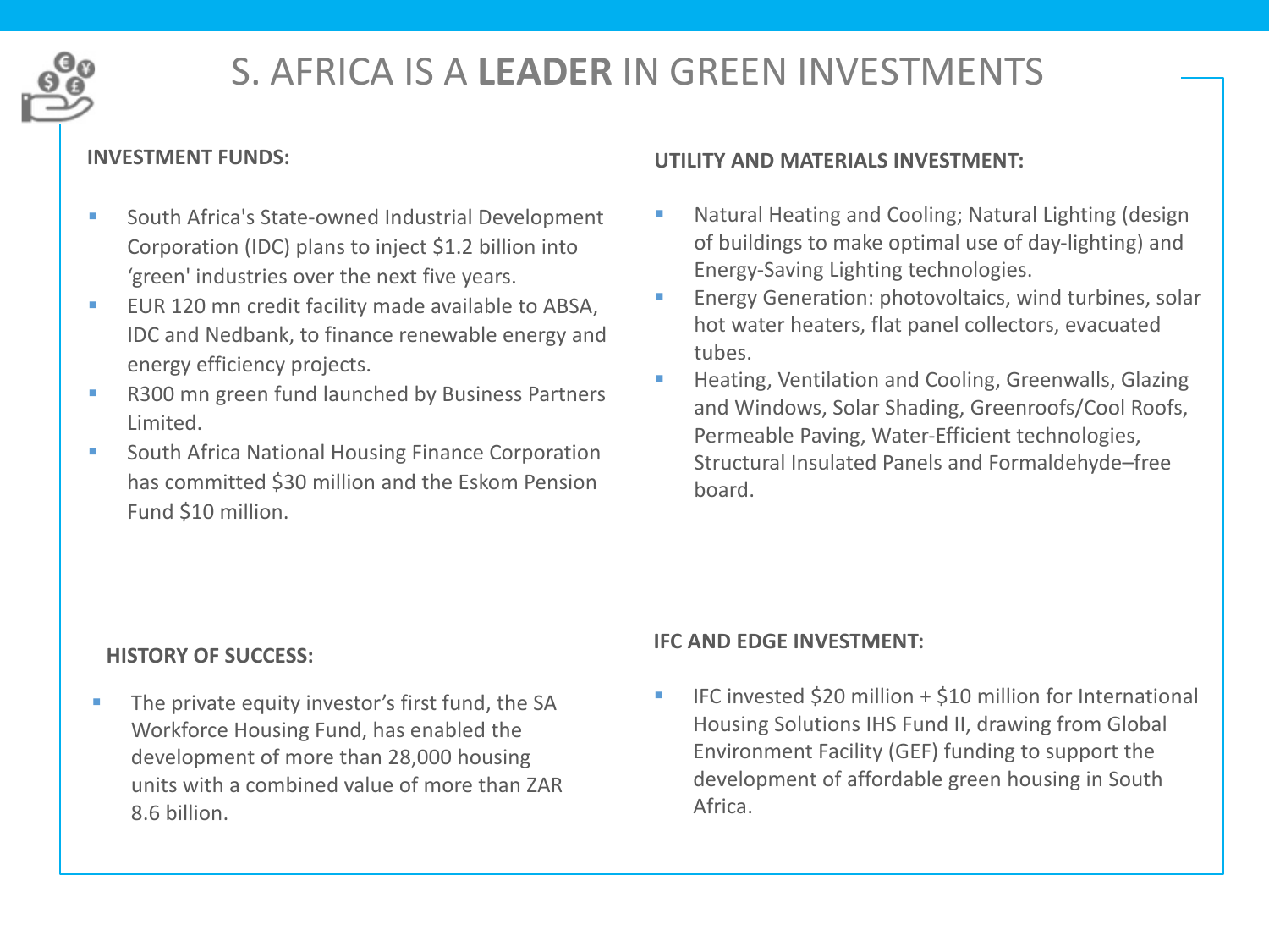# S. AFRICA IS A **LEADER** IN GREEN INVESTMENTS

**INVESTMENT FUNDS:**

- South Africa's State-owned Industrial Development Corporation (IDC) plans to inject $1.2 billion into 'green' industries over the next five years.
- EUR 120 mn credit facility made available to ABSA, IDC and Nedbank, to finance renewable energy and energy efficiency projects.
- R300 mn green fund launched by Business Partners Limited.
- South Africa National Housing Finance Corporation has committed $30 million and the Eskom Pension Fund $10 million.

**UTILITY AND MATERIALS INVESTMENT:**

- Natural Heating and Cooling; Natural Lighting (design of buildings to make optimal use of day-lighting) and Energy-Saving Lighting technologies.
- Energy Generation: photovoltaics, wind turbines, solar hot water heaters, flat panel collectors, evacuated tubes.
- Heating, Ventilation and Cooling, Greenwalls, Glazing and Windows, Solar Shading, Greenroofs/Cool Roofs, Permeable Paving, Water-Efficient technologies, Structural Insulated Panels and Formaldehyde–free board.

**HISTORY OF SUCCESS:**

- The private equity investor's first fund, the SA Workforce Housing Fund, has enabled the development of more than 28,000 housing units with a combined value of more than ZAR 8.6 billion.

**IFC AND EDGE INVESTMENT:**

- IFC invested $20 million + $10 million for International Housing Solutions IHS Fund II, drawing from Global Environment Facility (GEF) funding to support the development of affordable green housing in South Africa.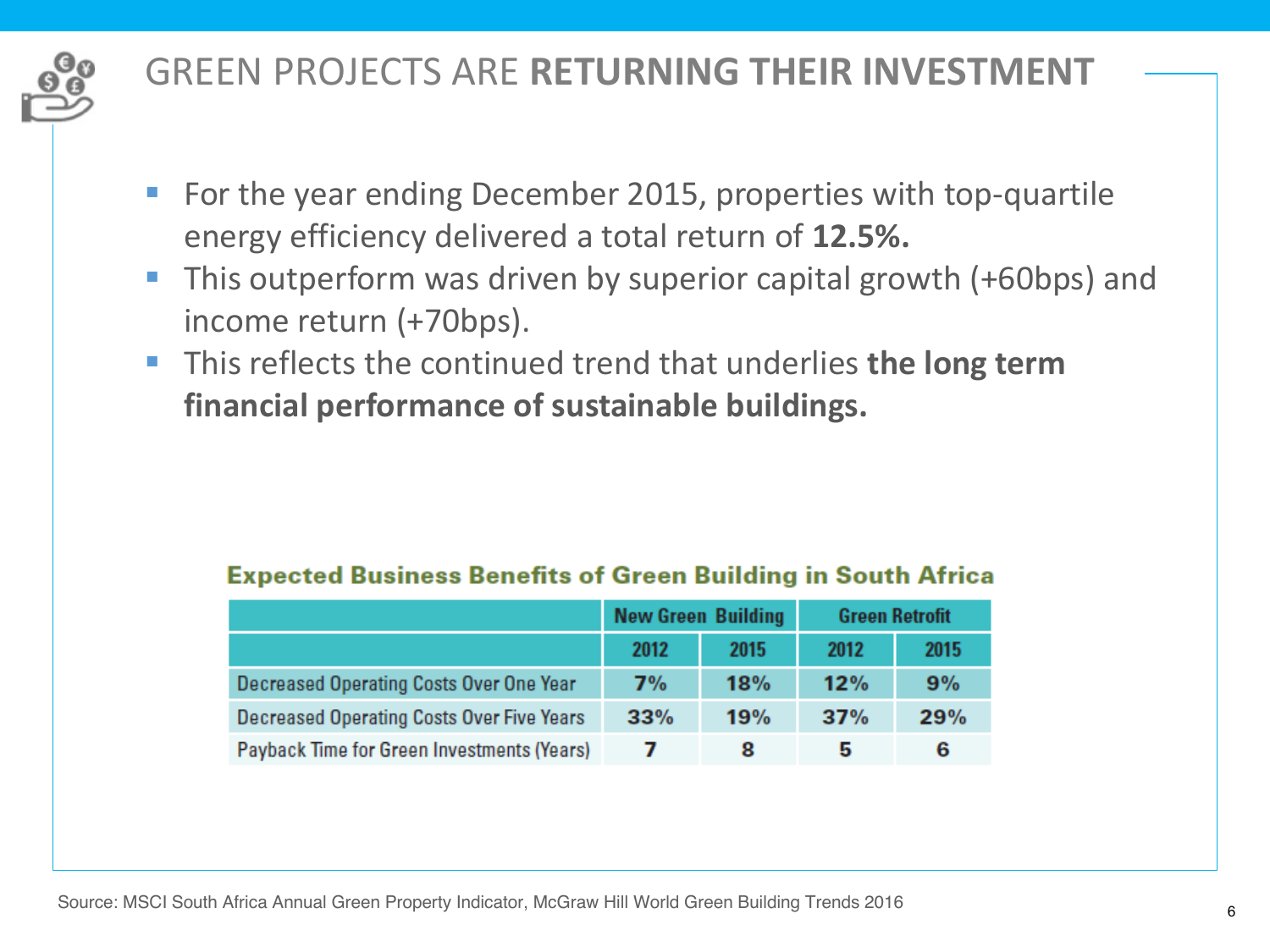# GREEN PROJECTS ARE **RETURNING THEIR INVESTMENT**

- For the year ending December 2015, properties with top-quartile energy efficiency delivered a total return of **12.5%.**
- This outperform was driven by superior capital growth (+60bps) and income return (+70bps).
- This reflects the continued trend that underlies **the long term financial performance of sustainable buildings.**

**Expected Business Benefits of Green Building in South Africa**

| | New Green Building | | Green Retrofit | |
|---|---|---|---|---|
| | 2012 | 2015 | 2012 | 2015 |
| Decreased Operating Costs Over One Year | 7% | 18% | 12% | 9% |
| Decreased Operating Costs Over Five Years | 33% | 19% | 37% | 29% |
| Payback Time for Green Investments (Years) | 7 | 8 | 5 | 6 |

Source: MSCI South Africa Annual Green Property Indicator, McGraw Hill World Green Building Trends 2016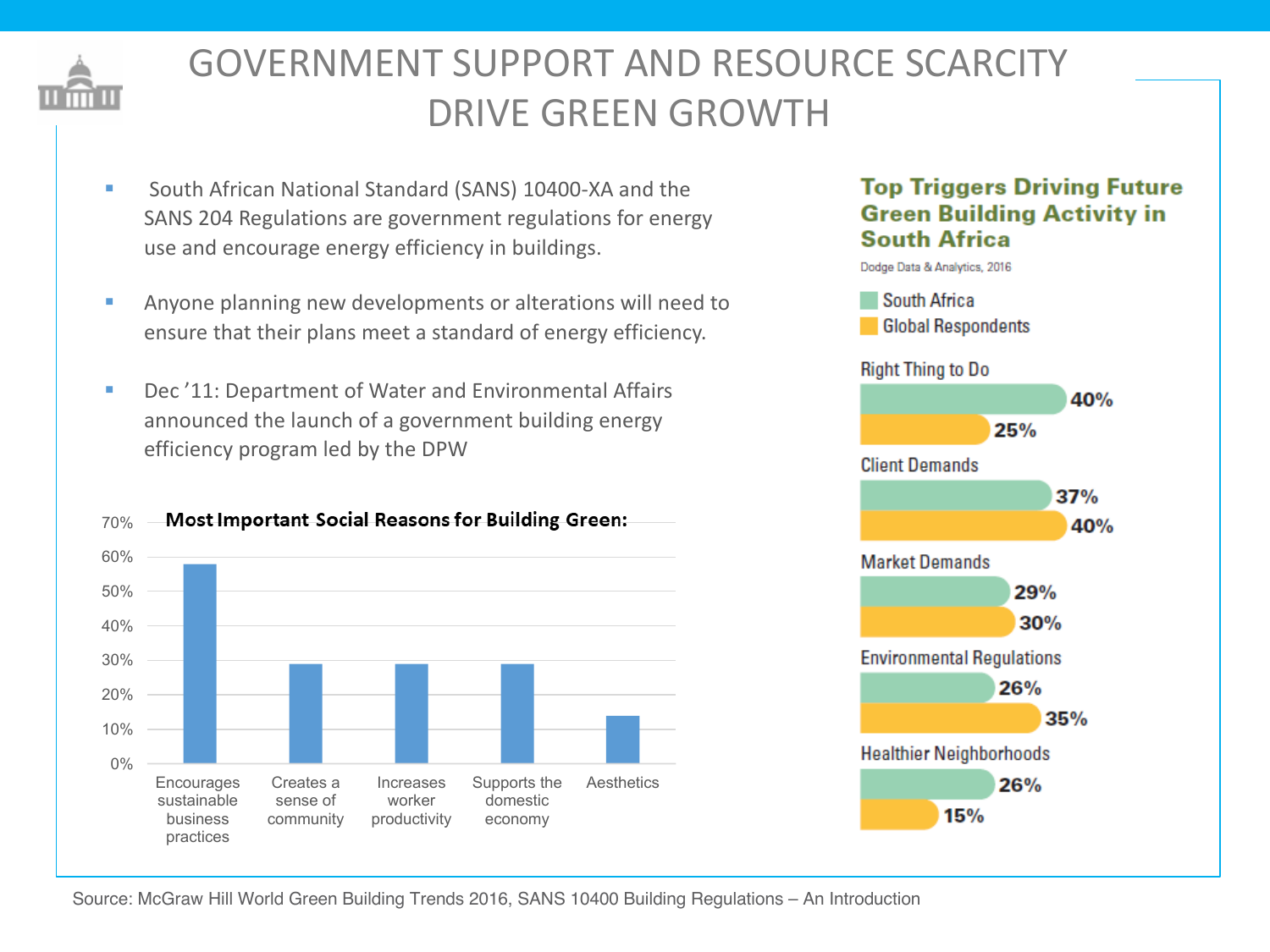# GOVERNMENT SUPPORT AND RESOURCE SCARCITY DRIVE GREEN GROWTH

- South African National Standard (SANS) 10400-XA and the SANS 204 Regulations are government regulations for energy use and encourage energy efficiency in buildings.
- Anyone planning new developments or alterations will need to ensure that their plans meet a standard of energy efficiency.
- Dec '11: Department of Water and Environmental Affairs announced the launch of a government building energy efficiency program led by the DPW

**Most Important Social Reasons for Building Green:**

| Reason | Approx. % |
| --- | --- |
| Encourages sustainable business practices | ~58% |
| Creates a sense of community | ~29% |
| Increases worker productivity | ~29% |
| Supports the domestic economy | ~29% |
| Aesthetics | ~14% |

**Top Triggers Driving Future Green Building Activity in South Africa**

Dodge Data & Analytics, 2016

| Trigger | South Africa | Global Respondents |
| --- | --- | --- |
| Right Thing to Do | 40% | 25% |
| Client Demands | 37% | 40% |
| Market Demands | 29% | 30% |
| Environmental Regulations | 26% | 35% |
| Healthier Neighborhoods | 26% | 15% |

Source: McGraw Hill World Green Building Trends 2016, SANS 10400 Building Regulations – An Introduction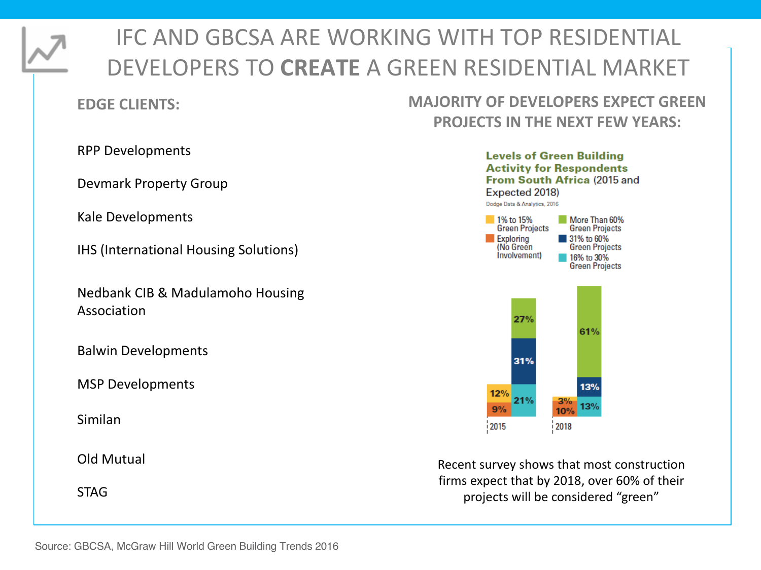# IFC AND GBCSA ARE WORKING WITH TOP RESIDENTIAL DEVELOPERS TO **CREATE** A GREEN RESIDENTIAL MARKET

## EDGE CLIENTS:

- RPP Developments
- Devmark Property Group
- Kale Developments
- IHS (International Housing Solutions)
- Nedbank CIB & Madulamoho Housing Association
- Balwin Developments
- MSP Developments
- Similan
- Old Mutual
- STAG

## MAJORITY OF DEVELOPERS EXPECT GREEN PROJECTS IN THE NEXT FEW YEARS:

**Levels of Green Building Activity for Respondents From South Africa** (2015 and Expected 2018)

Dodge Data & Analytics, 2016

| Level | 2015 | 2018 |
| --- | --- | --- |
| Exploring (No Green Involvement) | 9% | 10% |
| 1% to 15% Green Projects | 12% | 3% |
| 16% to 30% Green Projects | 21% | 13% |
| 31% to 60% Green Projects | 31% | 13% |
| More Than 60% Green Projects | 27% | 61% |

Recent survey shows that most construction firms expect that by 2018, over 60% of their projects will be considered "green"

Source: GBCSA, McGraw Hill World Green Building Trends 2016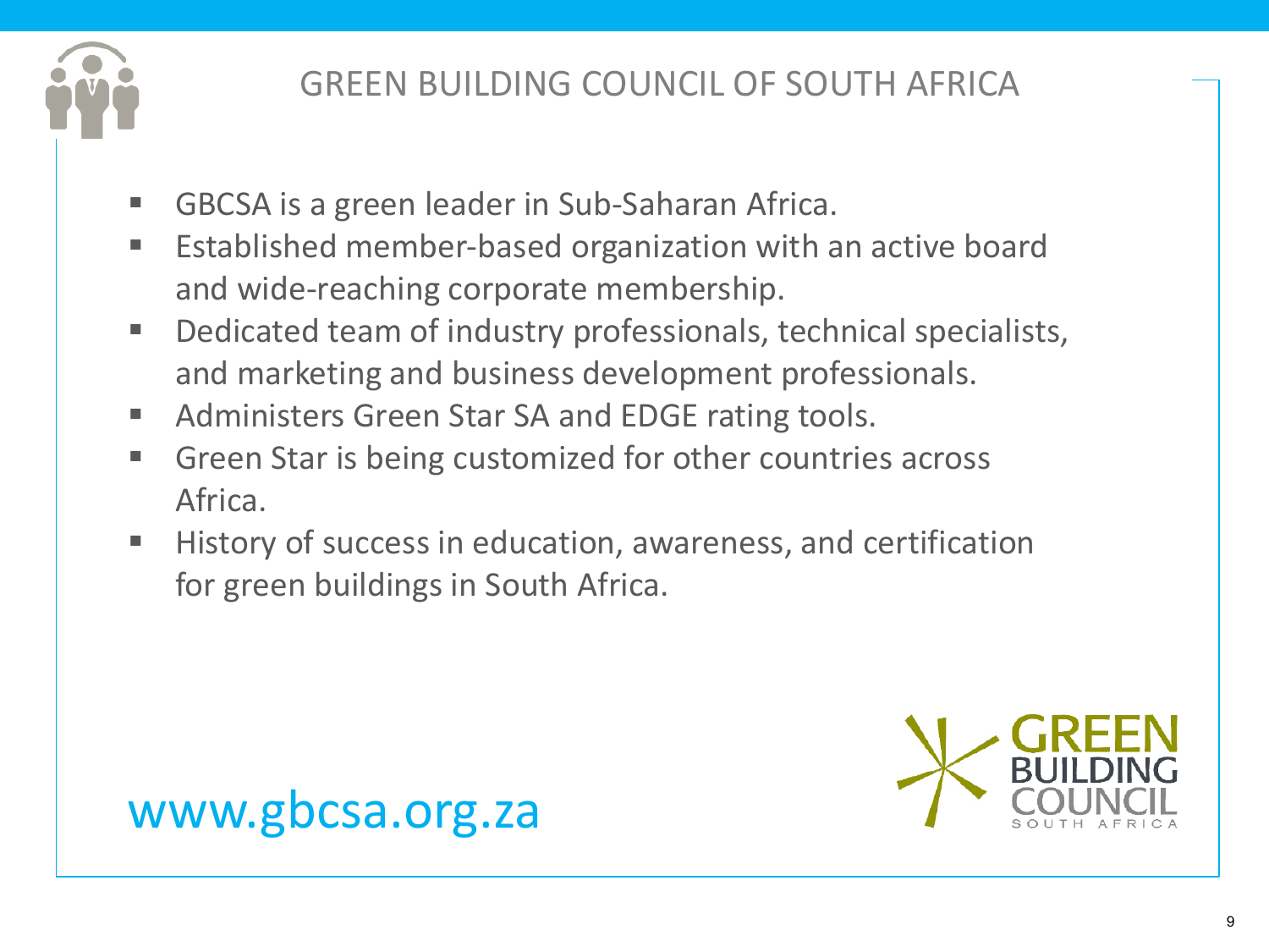# GREEN BUILDING COUNCIL OF SOUTH AFRICA

- GBCSA is a green leader in Sub-Saharan Africa.
- Established member-based organization with an active board and wide-reaching corporate membership.
- Dedicated team of industry professionals, technical specialists, and marketing and business development professionals.
- Administers Green Star SA and EDGE rating tools.
- Green Star is being customized for other countries across Africa.
- History of success in education, awareness, and certification for green buildings in South Africa.

www.gbcsa.org.za

GREEN BUILDING COUNCIL SOUTH AFRICA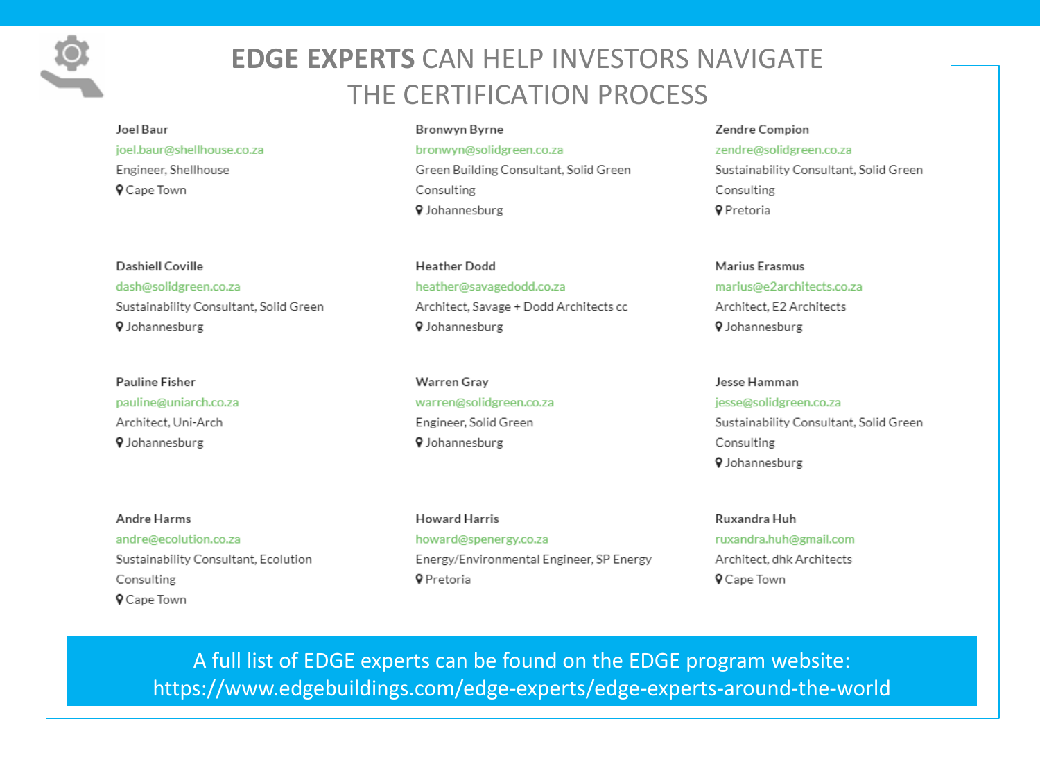# EDGE EXPERTS CAN HELP INVESTORS NAVIGATE THE CERTIFICATION PROCESS

**Joel Baur**
joel.baur@shellhouse.co.za
Engineer, Shellhouse
Cape Town

**Bronwyn Byrne**
bronwyn@solidgreen.co.za
Green Building Consultant, Solid Green Consulting
Johannesburg

**Zendre Compion**
zendre@solidgreen.co.za
Sustainability Consultant, Solid Green Consulting
Pretoria

**Dashiell Coville**
dash@solidgreen.co.za
Sustainability Consultant, Solid Green
Johannesburg

**Heather Dodd**
heather@savagedodd.co.za
Architect, Savage + Dodd Architects cc
Johannesburg

**Marius Erasmus**
marius@e2architects.co.za
Architect, E2 Architects
Johannesburg

**Pauline Fisher**
pauline@uniarch.co.za
Architect, Uni-Arch
Johannesburg

**Warren Gray**
warren@solidgreen.co.za
Engineer, Solid Green
Johannesburg

**Jesse Hamman**
jesse@solidgreen.co.za
Sustainability Consultant, Solid Green Consulting
Johannesburg

**Andre Harms**
andre@ecolution.co.za
Sustainability Consultant, Ecolution Consulting
Cape Town

**Howard Harris**
howard@spenergy.co.za
Energy/Environmental Engineer, SP Energy
Pretoria

**Ruxandra Huh**
ruxandra.huh@gmail.com
Architect, dhk Architects
Cape Town

A full list of EDGE experts can be found on the EDGE program website: https://www.edgebuildings.com/edge-experts/edge-experts-around-the-world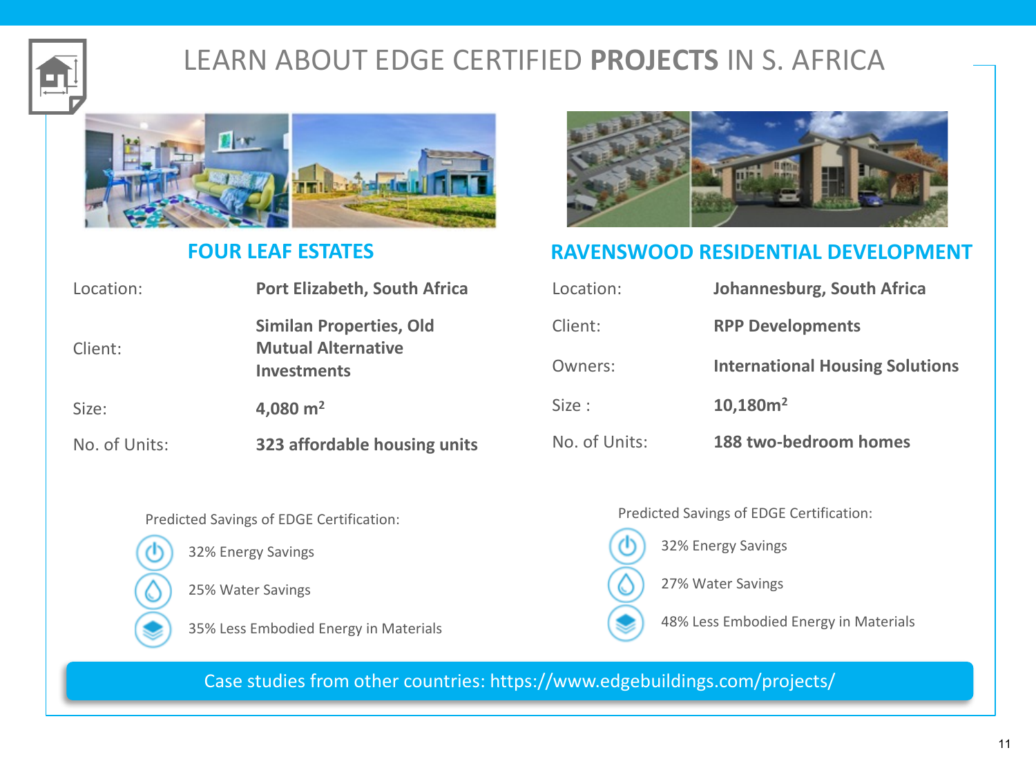# LEARN ABOUT EDGE CERTIFIED **PROJECTS** IN S. AFRICA

## FOUR LEAF ESTATES

| | |
|---|---|
| Location: | **Port Elizabeth, South Africa** |
| Client: | **Similan Properties, Old Mutual Alternative Investments** |
| Size: | **4,080 m$^2$** |
| No. of Units: | **323 affordable housing units** |

Predicted Savings of EDGE Certification:

- 32% Energy Savings
- 25% Water Savings
- 35% Less Embodied Energy in Materials

## RAVENSWOOD RESIDENTIAL DEVELOPMENT

| | |
|---|---|
| Location: | **Johannesburg, South Africa** |
| Client: | **RPP Developments** |
| Owners: | **International Housing Solutions** |
| Size : | **10,180m$^2$** |
| No. of Units: | **188 two-bedroom homes** |

Predicted Savings of EDGE Certification:

- 32% Energy Savings
- 27% Water Savings
- 48% Less Embodied Energy in Materials

Case studies from other countries: https://www.edgebuildings.com/projects/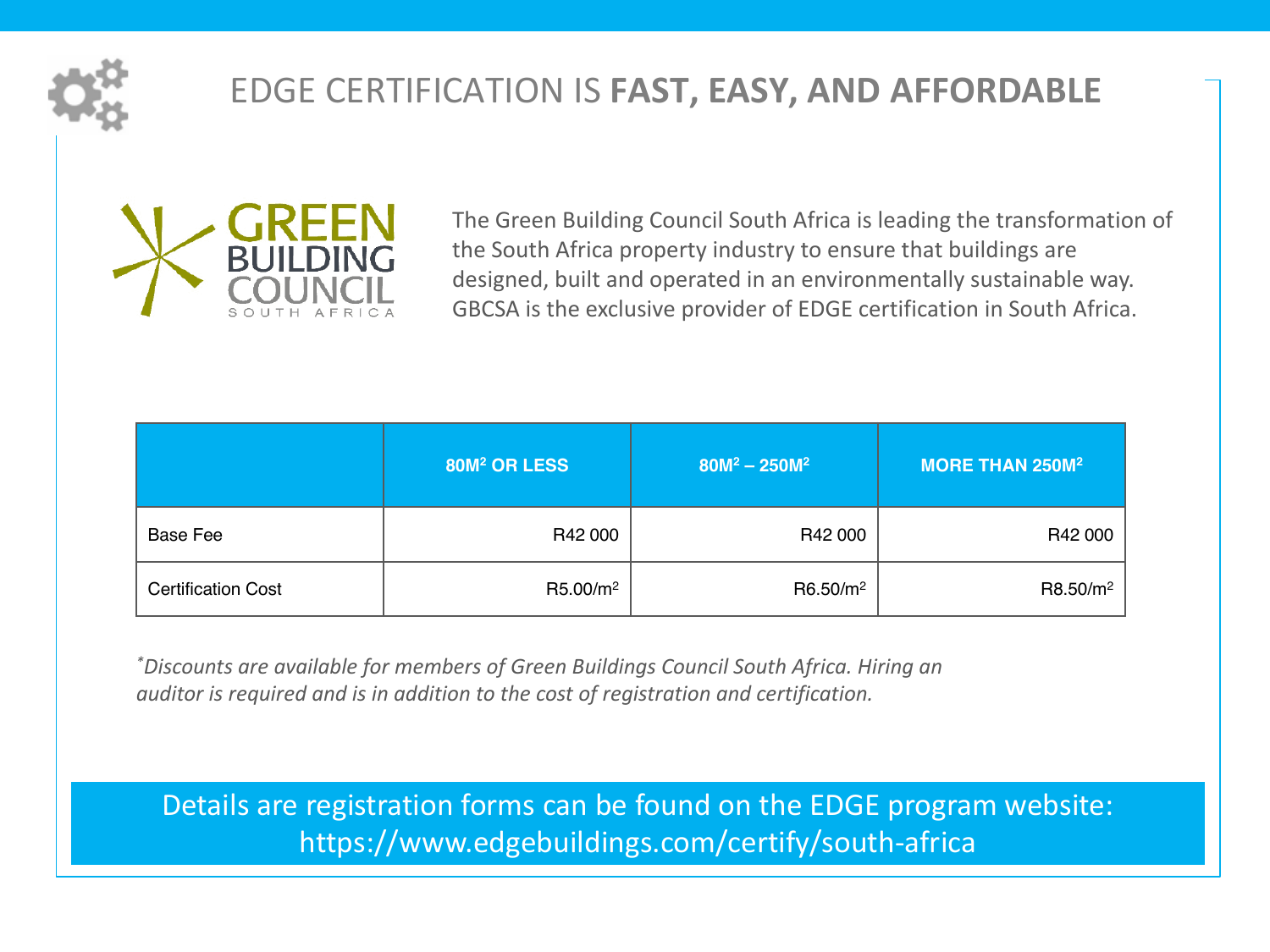# EDGE CERTIFICATION IS **FAST, EASY, AND AFFORDABLE**

GREEN BUILDING COUNCIL SOUTH AFRICA

The Green Building Council South Africa is leading the transformation of the South Africa property industry to ensure that buildings are designed, built and operated in an environmentally sustainable way. GBCSA is the exclusive provider of EDGE certification in South Africa.

| | 80M² OR LESS | 80M² – 250M² | MORE THAN 250M² |
|---|---|---|---|
| Base Fee | R42 000 | R42 000 | R42 000 |
| Certification Cost | R5.00/m² | R6.50/m² | R8.50/m² |

*\*Discounts are available for members of Green Buildings Council South Africa. Hiring an auditor is required and is in addition to the cost of registration and certification.*

Details are registration forms can be found on the EDGE program website: https://www.edgebuildings.com/certify/south-africa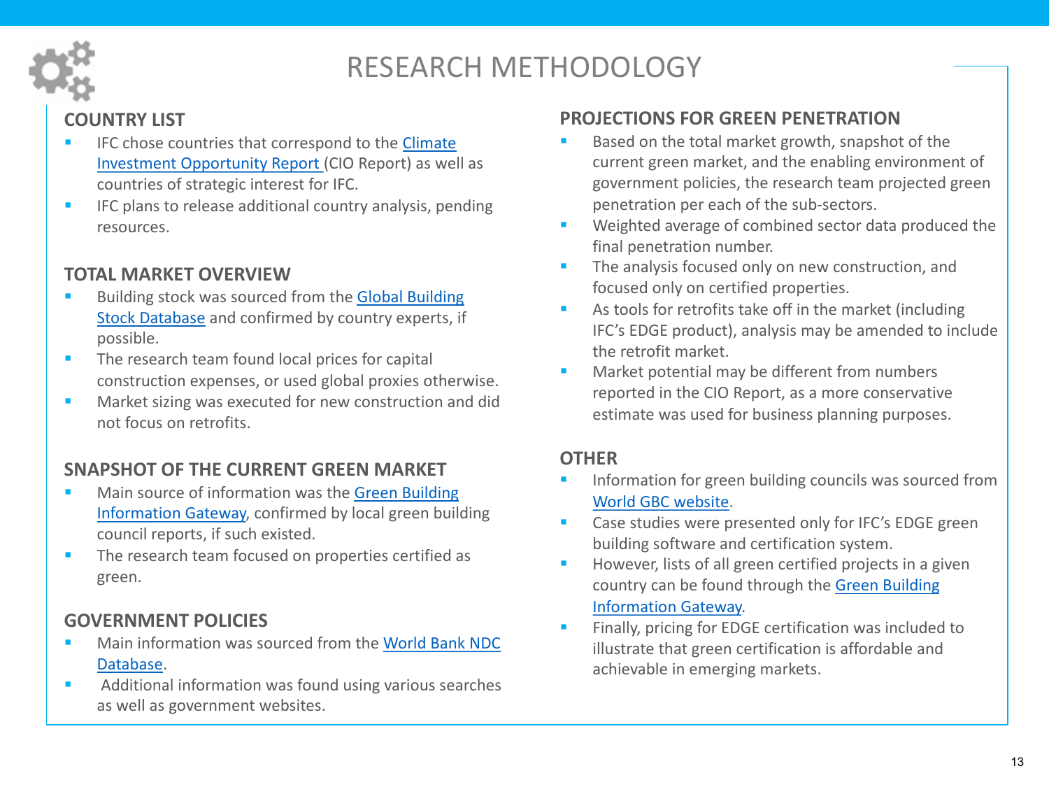# RESEARCH METHODOLOGY

## COUNTRY LIST

- IFC chose countries that correspond to the Climate Investment Opportunity Report (CIO Report) as well as countries of strategic interest for IFC.
- IFC plans to release additional country analysis, pending resources.

## TOTAL MARKET OVERVIEW

- Building stock was sourced from the Global Building Stock Database and confirmed by country experts, if possible.
- The research team found local prices for capital construction expenses, or used global proxies otherwise.
- Market sizing was executed for new construction and did not focus on retrofits.

## SNAPSHOT OF THE CURRENT GREEN MARKET

- Main source of information was the Green Building Information Gateway, confirmed by local green building council reports, if such existed.
- The research team focused on properties certified as green.

## GOVERNMENT POLICIES

- Main information was sourced from the World Bank NDC Database.
- Additional information was found using various searches as well as government websites.

## PROJECTIONS FOR GREEN PENETRATION

- Based on the total market growth, snapshot of the current green market, and the enabling environment of government policies, the research team projected green penetration per each of the sub-sectors.
- Weighted average of combined sector data produced the final penetration number.
- The analysis focused only on new construction, and focused only on certified properties.
- As tools for retrofits take off in the market (including IFC's EDGE product), analysis may be amended to include the retrofit market.
- Market potential may be different from numbers reported in the CIO Report, as a more conservative estimate was used for business planning purposes.

## OTHER

- Information for green building councils was sourced from World GBC website.
- Case studies were presented only for IFC's EDGE green building software and certification system.
- However, lists of all green certified projects in a given country can be found through the Green Building Information Gateway.
- Finally, pricing for EDGE certification was included to illustrate that green certification is affordable and achievable in emerging markets.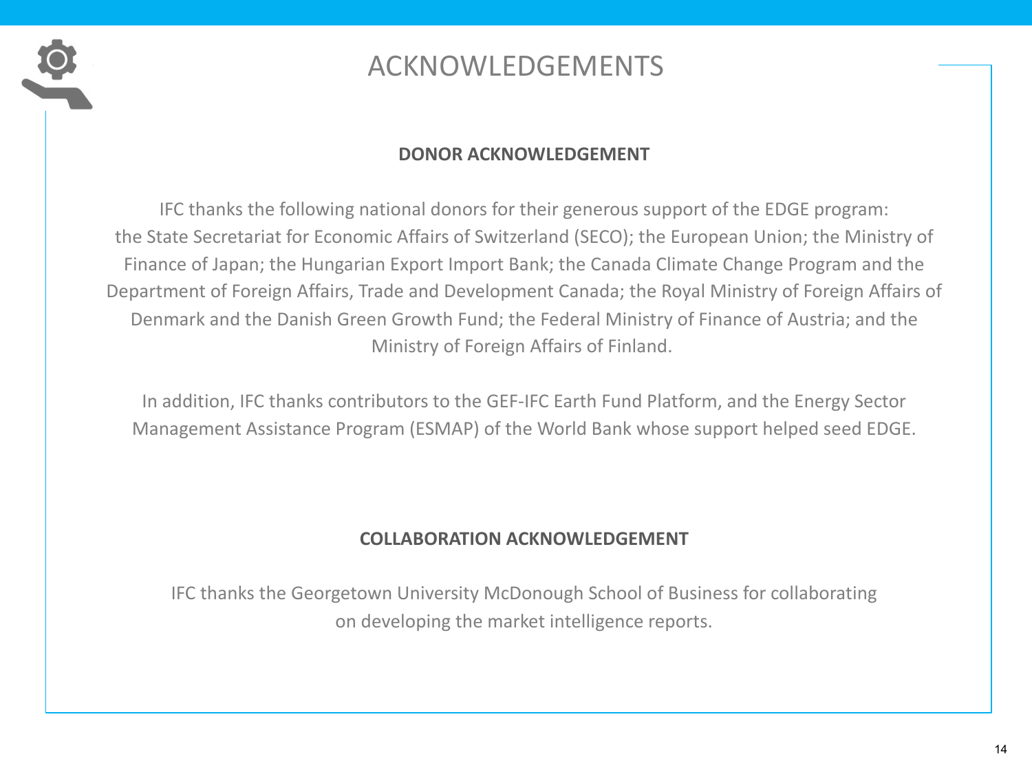# ACKNOWLEDGEMENTS

## DONOR ACKNOWLEDGEMENT

IFC thanks the following national donors for their generous support of the EDGE program: the State Secretariat for Economic Affairs of Switzerland (SECO); the European Union; the Ministry of Finance of Japan; the Hungarian Export Import Bank; the Canada Climate Change Program and the Department of Foreign Affairs, Trade and Development Canada; the Royal Ministry of Foreign Affairs of Denmark and the Danish Green Growth Fund; the Federal Ministry of Finance of Austria; and the Ministry of Foreign Affairs of Finland.

In addition, IFC thanks contributors to the GEF-IFC Earth Fund Platform, and the Energy Sector Management Assistance Program (ESMAP) of the World Bank whose support helped seed EDGE.

## COLLABORATION ACKNOWLEDGEMENT

IFC thanks the Georgetown University McDonough School of Business for collaborating on developing the market intelligence reports.